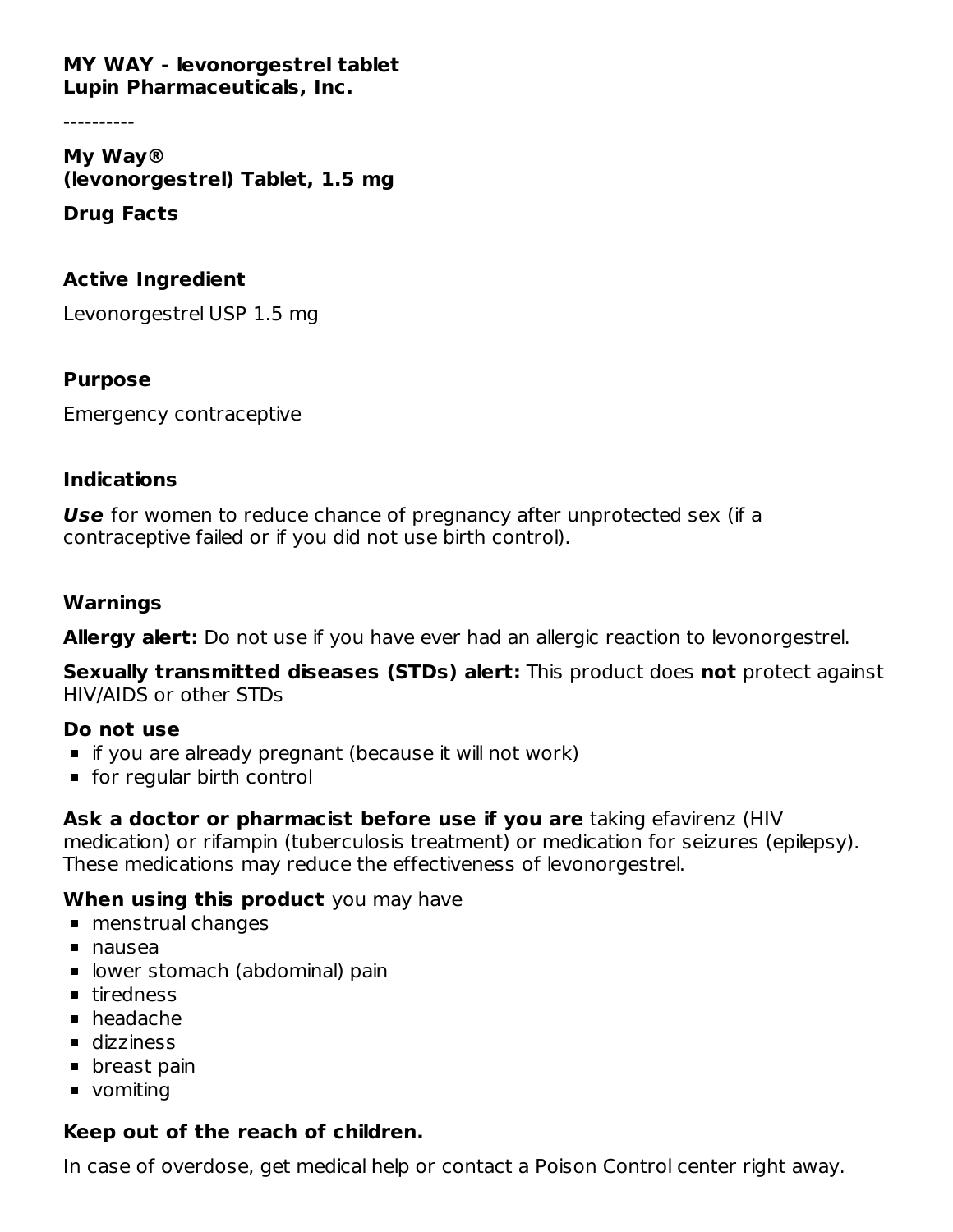**MY WAY - levonorgestrel tablet**
**Lupin Pharmaceuticals, Inc.**

----------

**My Way®**
**(levonorgestrel) Tablet, 1.5 mg**

**Drug Facts**

### Active Ingredient

Levonorgestrel USP 1.5 mg

### Purpose

Emergency contraceptive

### Indications

***Use*** for women to reduce chance of pregnancy after unprotected sex (if a contraceptive failed or if you did not use birth control).

### Warnings

**Allergy alert:** Do not use if you have ever had an allergic reaction to levonorgestrel.

**Sexually transmitted diseases (STDs) alert:** This product does **not** protect against HIV/AIDS or other STDs

**Do not use**

- if you are already pregnant (because it will not work)
- for regular birth control

**Ask a doctor or pharmacist before use if you are** taking efavirenz (HIV medication) or rifampin (tuberculosis treatment) or medication for seizures (epilepsy). These medications may reduce the effectiveness of levonorgestrel.

**When using this product** you may have

- menstrual changes
- nausea
- lower stomach (abdominal) pain
- tiredness
- headache
- dizziness
- breast pain
- vomiting

**Keep out of the reach of children.**

In case of overdose, get medical help or contact a Poison Control center right away.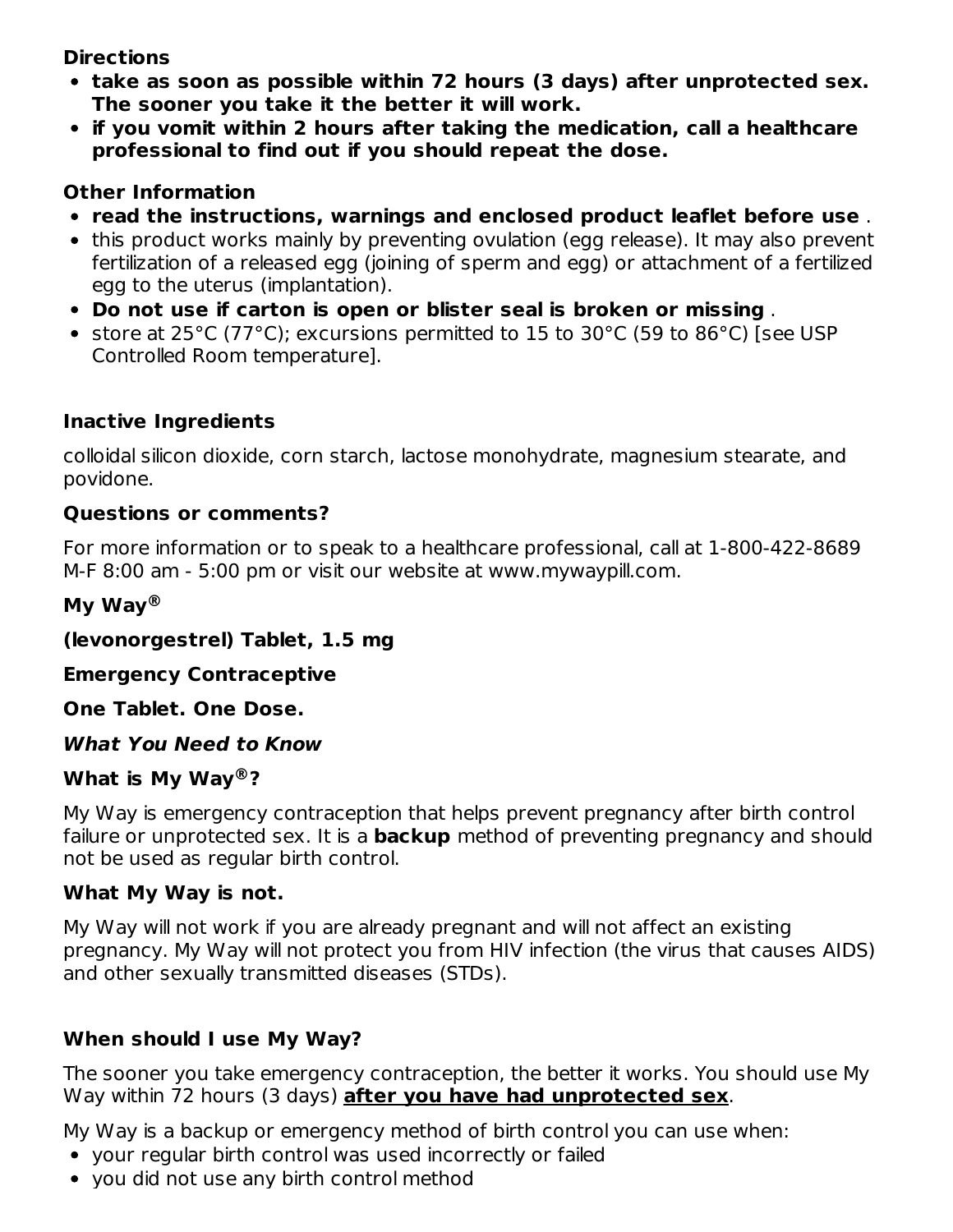**Directions**

- **take as soon as possible within 72 hours (3 days) after unprotected sex. The sooner you take it the better it will work.**
- **if you vomit within 2 hours after taking the medication, call a healthcare professional to find out if you should repeat the dose.**

**Other Information**

- **read the instructions, warnings and enclosed product leaflet before use** .
- this product works mainly by preventing ovulation (egg release). It may also prevent fertilization of a released egg (joining of sperm and egg) or attachment of a fertilized egg to the uterus (implantation).
- **Do not use if carton is open or blister seal is broken or missing** .
- store at 25°C (77°C); excursions permitted to 15 to 30°C (59 to 86°C) [see USP Controlled Room temperature].

**Inactive Ingredients**

colloidal silicon dioxide, corn starch, lactose monohydrate, magnesium stearate, and povidone.

**Questions or comments?**

For more information or to speak to a healthcare professional, call at 1-800-422-8689 M-F 8:00 am - 5:00 pm or visit our website at www.mywaypill.com.

**My Way®**

**(levonorgestrel) Tablet, 1.5 mg**

**Emergency Contraceptive**

**One Tablet. One Dose.**

***What You Need to Know***

**What is My Way®?**

My Way is emergency contraception that helps prevent pregnancy after birth control failure or unprotected sex. It is a **backup** method of preventing pregnancy and should not be used as regular birth control.

**What My Way is not.**

My Way will not work if you are already pregnant and will not affect an existing pregnancy. My Way will not protect you from HIV infection (the virus that causes AIDS) and other sexually transmitted diseases (STDs).

**When should I use My Way?**

The sooner you take emergency contraception, the better it works. You should use My Way within 72 hours (3 days) **after you have had unprotected sex**.

My Way is a backup or emergency method of birth control you can use when:

- your regular birth control was used incorrectly or failed
- you did not use any birth control method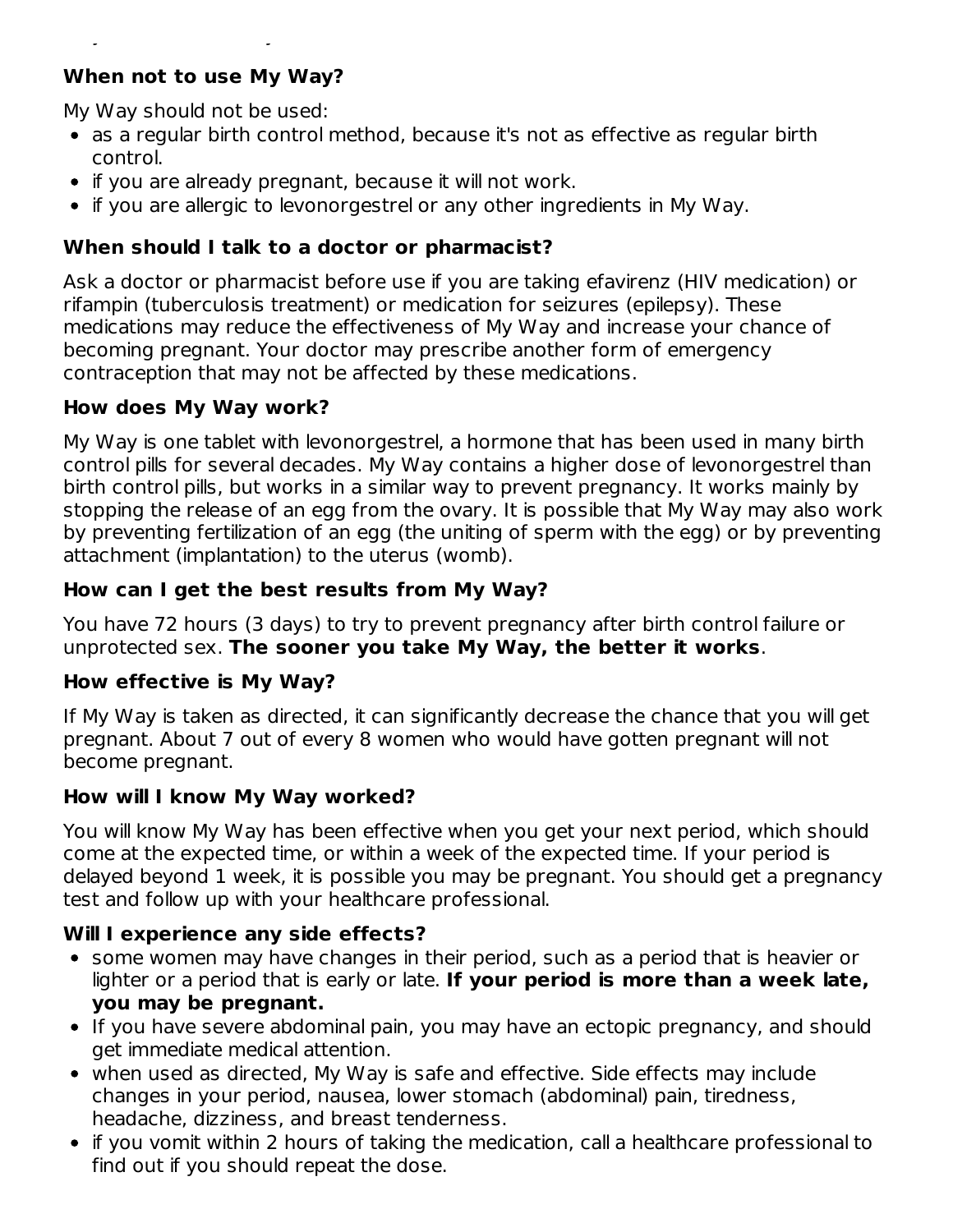**When not to use My Way?**

My Way should not be used:

- as a regular birth control method, because it's not as effective as regular birth control.
- if you are already pregnant, because it will not work.
- if you are allergic to levonorgestrel or any other ingredients in My Way.

**When should I talk to a doctor or pharmacist?**

Ask a doctor or pharmacist before use if you are taking efavirenz (HIV medication) or rifampin (tuberculosis treatment) or medication for seizures (epilepsy). These medications may reduce the effectiveness of My Way and increase your chance of becoming pregnant. Your doctor may prescribe another form of emergency contraception that may not be affected by these medications.

**How does My Way work?**

My Way is one tablet with levonorgestrel, a hormone that has been used in many birth control pills for several decades. My Way contains a higher dose of levonorgestrel than birth control pills, but works in a similar way to prevent pregnancy. It works mainly by stopping the release of an egg from the ovary. It is possible that My Way may also work by preventing fertilization of an egg (the uniting of sperm with the egg) or by preventing attachment (implantation) to the uterus (womb).

**How can I get the best results from My Way?**

You have 72 hours (3 days) to try to prevent pregnancy after birth control failure or unprotected sex. **The sooner you take My Way, the better it works**.

**How effective is My Way?**

If My Way is taken as directed, it can significantly decrease the chance that you will get pregnant. About 7 out of every 8 women who would have gotten pregnant will not become pregnant.

**How will I know My Way worked?**

You will know My Way has been effective when you get your next period, which should come at the expected time, or within a week of the expected time. If your period is delayed beyond 1 week, it is possible you may be pregnant. You should get a pregnancy test and follow up with your healthcare professional.

**Will I experience any side effects?**

- some women may have changes in their period, such as a period that is heavier or lighter or a period that is early or late. **If your period is more than a week late, you may be pregnant.**
- If you have severe abdominal pain, you may have an ectopic pregnancy, and should get immediate medical attention.
- when used as directed, My Way is safe and effective. Side effects may include changes in your period, nausea, lower stomach (abdominal) pain, tiredness, headache, dizziness, and breast tenderness.
- if you vomit within 2 hours of taking the medication, call a healthcare professional to find out if you should repeat the dose.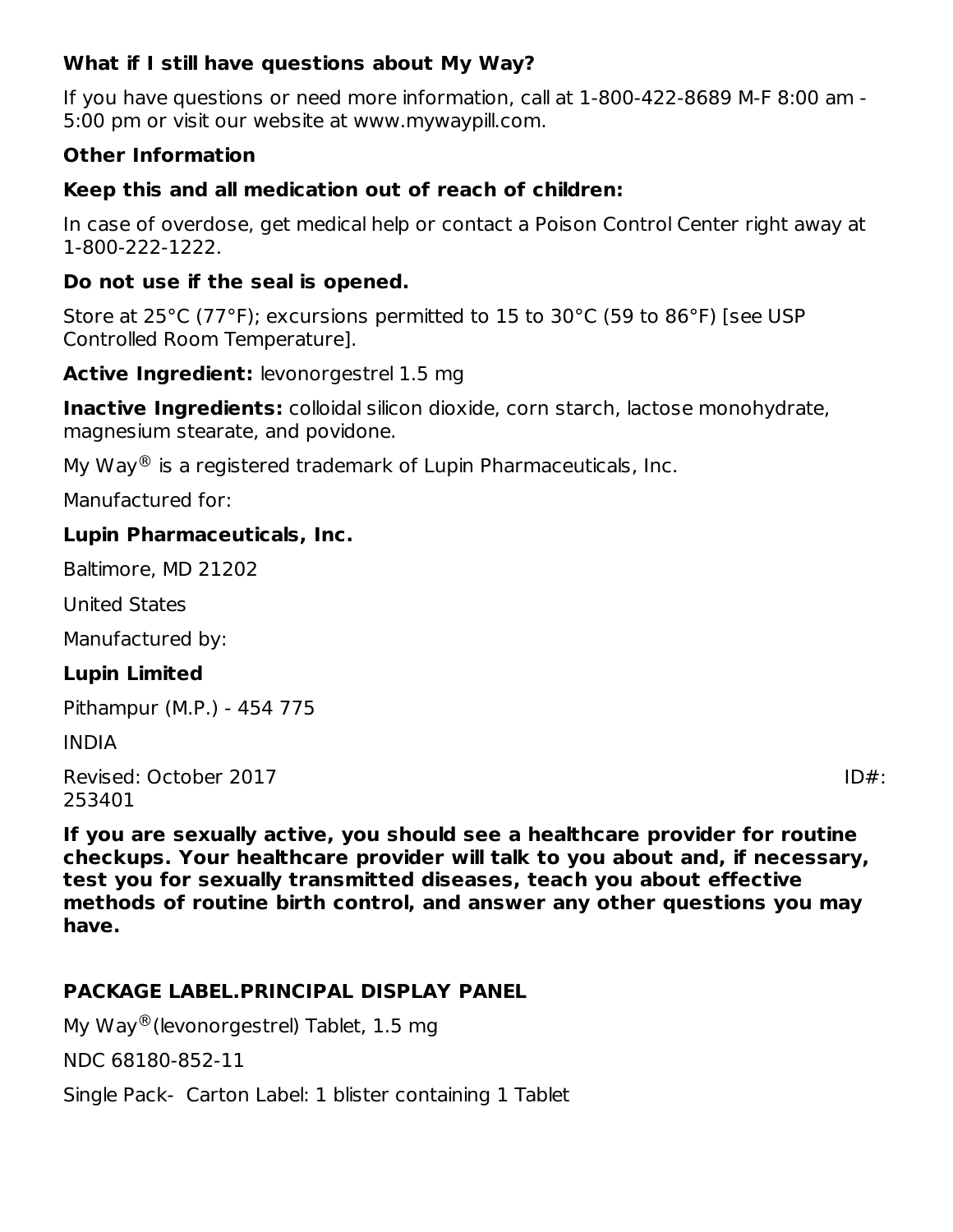**What if I still have questions about My Way?**

If you have questions or need more information, call at 1-800-422-8689 M-F 8:00 am - 5:00 pm or visit our website at www.mywaypill.com.

**Other Information**

**Keep this and all medication out of reach of children:**

In case of overdose, get medical help or contact a Poison Control Center right away at 1-800-222-1222.

**Do not use if the seal is opened.**

Store at 25°C (77°F); excursions permitted to 15 to 30°C (59 to 86°F) [see USP Controlled Room Temperature].

**Active Ingredient:** levonorgestrel 1.5 mg

**Inactive Ingredients:** colloidal silicon dioxide, corn starch, lactose monohydrate, magnesium stearate, and povidone.

My Way® is a registered trademark of Lupin Pharmaceuticals, Inc.

Manufactured for:

**Lupin Pharmaceuticals, Inc.**

Baltimore, MD 21202

United States

Manufactured by:

**Lupin Limited**

Pithampur (M.P.) - 454 775

INDIA

Revised: October 2017 ID#: 253401

**If you are sexually active, you should see a healthcare provider for routine checkups. Your healthcare provider will talk to you about and, if necessary, test you for sexually transmitted diseases, teach you about effective methods of routine birth control, and answer any other questions you may have.**

## PACKAGE LABEL.PRINCIPAL DISPLAY PANEL

My Way®(levonorgestrel) Tablet, 1.5 mg

NDC 68180-852-11

Single Pack- Carton Label: 1 blister containing 1 Tablet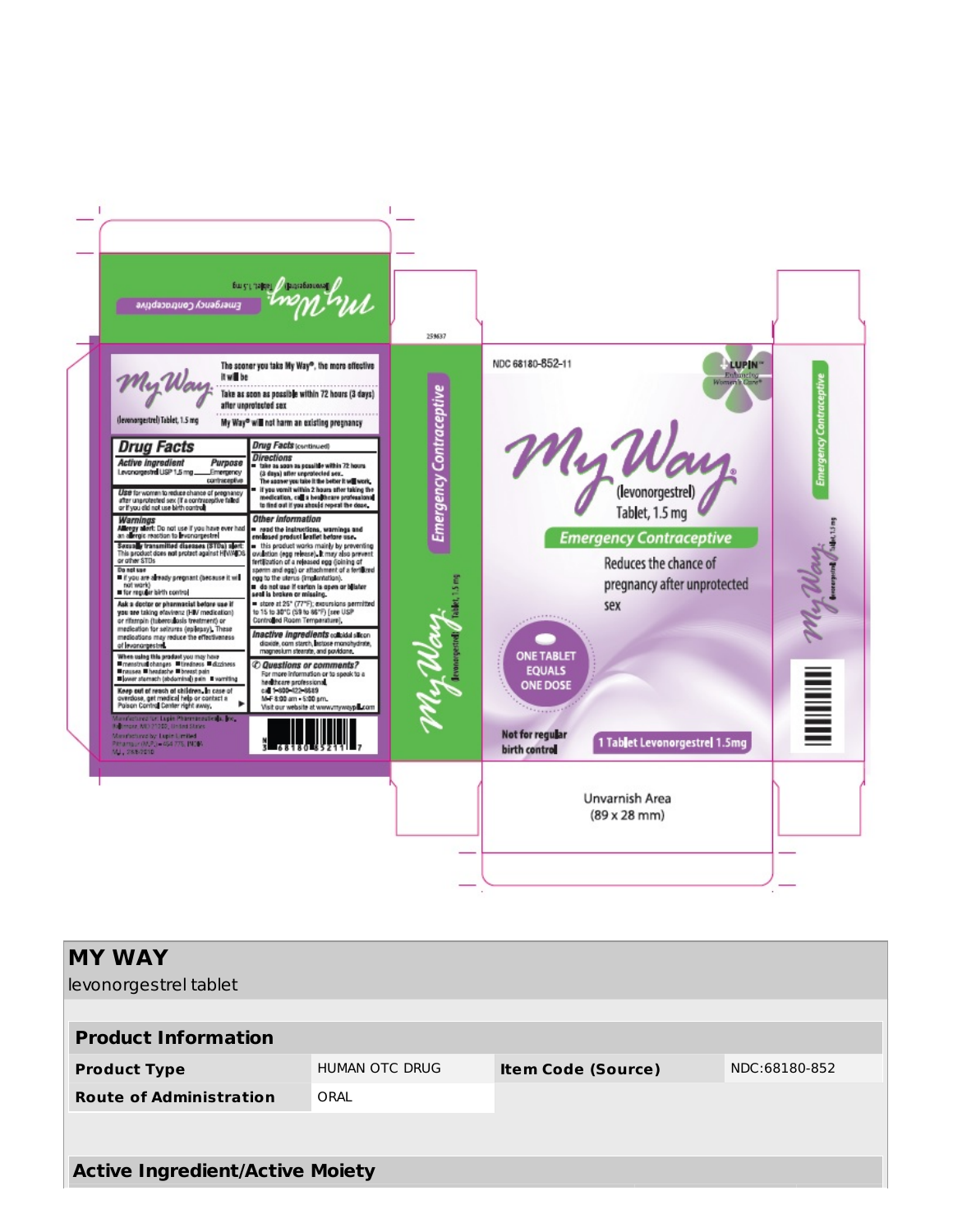NDC 68180-852-11

LUPIN
Enhancing Women's Care

**My Way®**
(levonorgestrel) Tablet, 1.5 mg

**Emergency Contraceptive**

Reduces the chance of pregnancy after unprotected sex

ONE TABLET EQUALS ONE DOSE

Not for regular birth control

1 Tablet Levonorgestrel 1.5mg

Unvarnish Area
(89 x 28 mm)

259637

My Way (levonorgestrel) Tablet, 1.5 mg

The sooner you take My Way®, the more effective it will be

Take as soon as possible within 72 hours (3 days) after unprotected sex

My Way® will not harm an existing pregnancy

## Drug Facts

| Active ingredient | Purpose |
| --- | --- |
| Levonorgestrel USP 1.5 mg | Emergency contraceptive |

**Use** for women to reduce chance of pregnancy after unprotected sex (if a contraceptive failed or if you did not use birth control)

**Warnings**

**Allergy alert:** Do not use if you have ever had an allergic reaction to levonorgestrel

**Sexually transmitted diseases (STDs) alert:** This product does not protect against HIV/AIDS or other STDs

**Do not use**
- if you are already pregnant (because it will not work)
- for regular birth control

**Ask a doctor or pharmacist before use if you are taking efavirenz (HIV medication) or rifampin (tuberculosis treatment) or medication for seizures (epilepsy). These medications may reduce the effectiveness of levonorgestrel.**

**When using this product you may have**
- menstrual changes
- tiredness
- dizziness
- nausea
- headache
- breast pain
- lower stomach (abdominal) pain
- vomiting

**Keep out of reach of children.** In case of overdose, get medical help or contact a Poison Control Center right away.

Manufactured for: Lupin Pharmaceuticals, Inc., Baltimore, MD 21202, United States
Manufactured by: Lupin Limited Pithampur (M.P.) – 454 775, INDIA

**Drug Facts** (continued)

**Directions**
- take as soon as possible within 72 hours (3 days) after unprotected sex. The sooner you take it the better it will work.
- if you vomit within 2 hours after taking the medication, call a healthcare professional to find out if you should repeat the dose.

**Other information**
- read the instructions, warnings and enclosed product leaflet before use.
- this product works mainly by preventing ovulation (egg release). It may also prevent fertilization of a released egg (joining of sperm and egg) or attachment of a fertilized egg to the uterus (implantation).
- do not use if carton is open or blister seal is broken or missing.
- store at 25° (77°F); excursions permitted to 15 to 30°C (59 to 86°F) [see USP Controlled Room Temperature].

**Inactive ingredients** colloidal silicon dioxide, corn starch, lactose monohydrate, magnesium stearate, and povidone.

**Questions or comments?**
For more information or to speak to a healthcare professional, call 1-800-422-8689 M-F 8:00 am - 5:00 pm. Visit our website at www.mywaypill.com

3 68180 85211 7

# MY WAY

levonorgestrel tablet

## Product Information

| | | | |
| --- | --- | --- | --- |
| **Product Type** | HUMAN OTC DRUG | **Item Code (Source)** | NDC:68180-852 |
| **Route of Administration** | ORAL | | |

## Active Ingredient/Active Moiety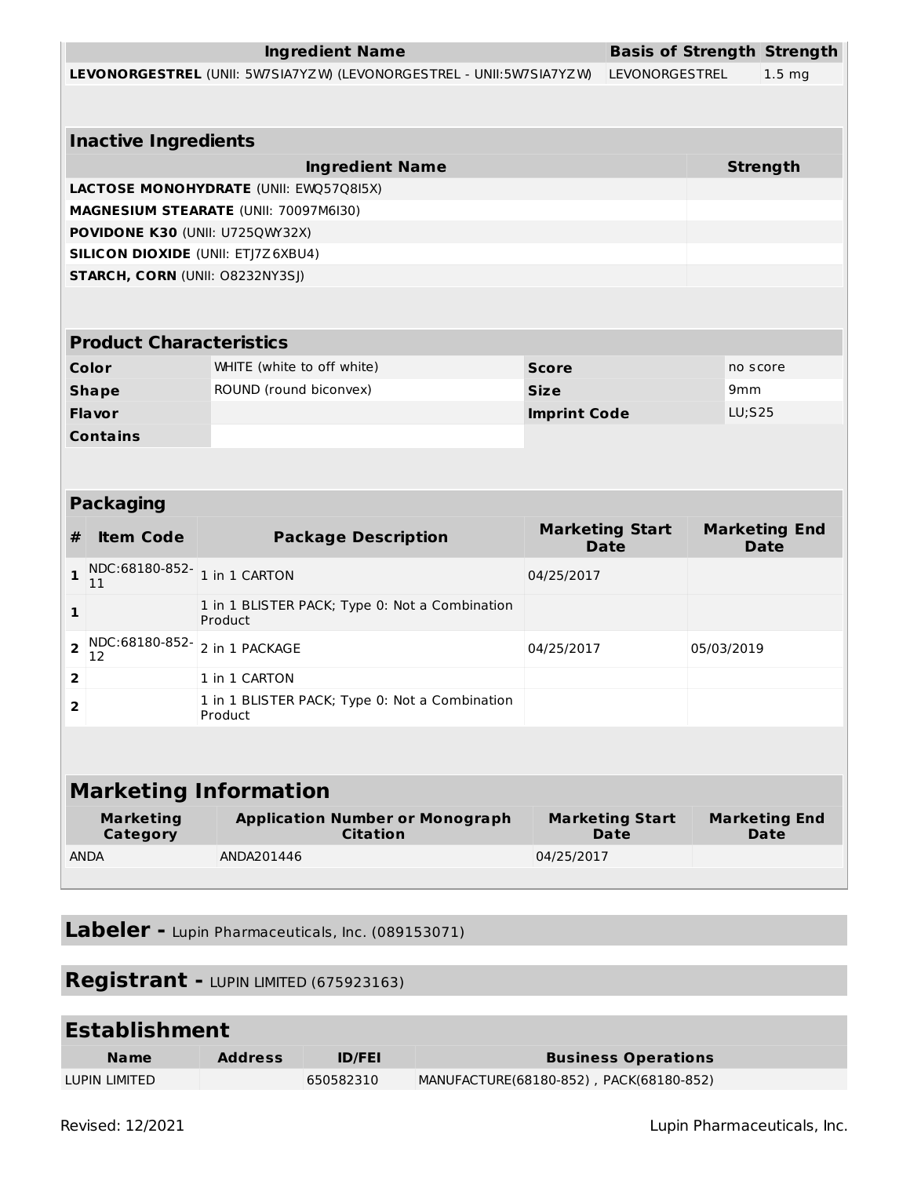| Ingredient Name | Basis of Strength | Strength |
|---|---|---|
| **LEVONORGESTREL** (UNII: 5W7SIA7YZW) (LEVONORGESTREL - UNII:5W7SIA7YZW) | LEVONORGESTREL | 1.5 mg |

| Inactive Ingredients | |
|---|---|
| **Ingredient Name** | **Strength** |
| **LACTOSE MONOHYDRATE** (UNII: EWQ57Q8I5X) | |
| **MAGNESIUM STEARATE** (UNII: 70097M6I30) | |
| **POVIDONE K30** (UNII: U725QWY32X) | |
| **SILICON DIOXIDE** (UNII: ETJ7Z6XBU4) | |
| **STARCH, CORN** (UNII: O8232NY3SJ) | |

| Product Characteristics | | | |
|---|---|---|---|
| **Color** | WHITE (white to off white) | **Score** | no score |
| **Shape** | ROUND (round biconvex) | **Size** | 9mm |
| **Flavor** | | **Imprint Code** | LU;S25 |
| **Contains** | | | |

| Packaging | | | | |
|---|---|---|---|---|
| **#** | **Item Code** | **Package Description** | **Marketing Start Date** | **Marketing End Date** |
| 1 | NDC:68180-852-11 | 1 in 1 CARTON | 04/25/2017 | |
| 1 | | 1 in 1 BLISTER PACK; Type 0: Not a Combination Product | | |
| 2 | NDC:68180-852-12 | 2 in 1 PACKAGE | 04/25/2017 | 05/03/2019 |
| 2 | | 1 in 1 CARTON | | |
| 2 | | 1 in 1 BLISTER PACK; Type 0: Not a Combination Product | | |

| Marketing Information | | | |
|---|---|---|---|
| **Marketing Category** | **Application Number or Monograph Citation** | **Marketing Start Date** | **Marketing End Date** |
| ANDA | ANDA201446 | 04/25/2017 | |

## Labeler - Lupin Pharmaceuticals, Inc. (089153071)

## Registrant - LUPIN LIMITED (675923163)

| Establishment | | | |
|---|---|---|---|
| **Name** | **Address** | **ID/FEI** | **Business Operations** |
| LUPIN LIMITED | | 650582310 | MANUFACTURE(68180-852) , PACK(68180-852) |

Revised: 12/2021 Lupin Pharmaceuticals, Inc.